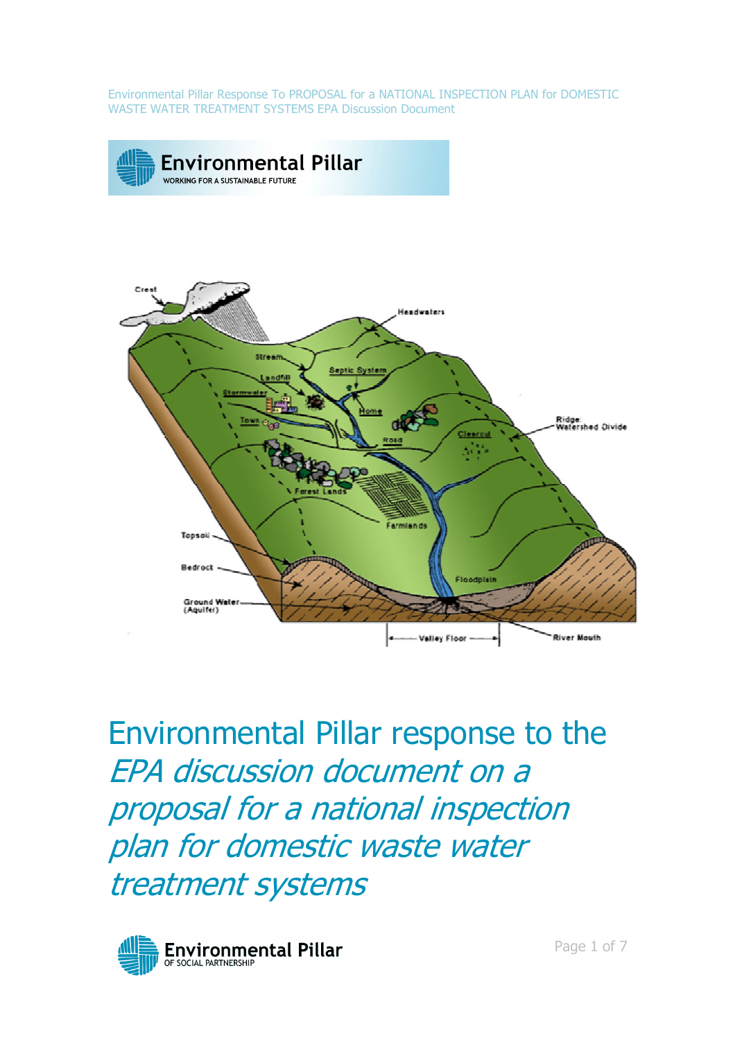Environmental Pillar Response To PROPOSAL for a NATIONAL INSPECTION PLAN for DOMESTIC WASTE WATER TREATMENT SYSTEMS EPA Discussion Document

# Environmental Pillar response to the *EPA discussion document on a proposal for a national inspection plan for domestic waste water treatment systems*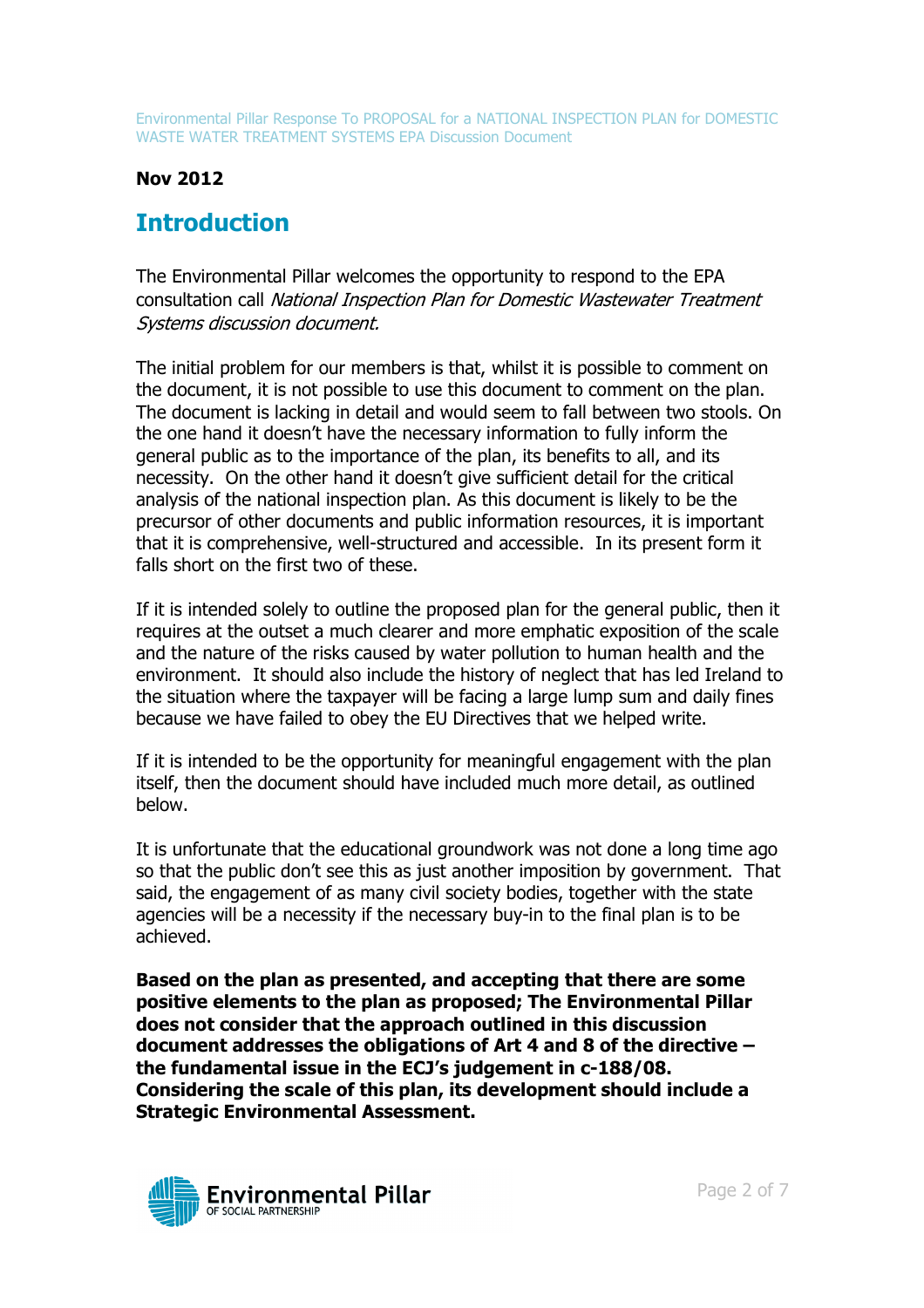**Nov 2012**

## Introduction

The Environmental Pillar welcomes the opportunity to respond to the EPA consultation call *National Inspection Plan for Domestic Wastewater Treatment Systems discussion document.*

The initial problem for our members is that, whilst it is possible to comment on the document, it is not possible to use this document to comment on the plan. The document is lacking in detail and would seem to fall between two stools. On the one hand it doesn't have the necessary information to fully inform the general public as to the importance of the plan, its benefits to all, and its necessity. On the other hand it doesn't give sufficient detail for the critical analysis of the national inspection plan. As this document is likely to be the precursor of other documents and public information resources, it is important that it is comprehensive, well-structured and accessible. In its present form it falls short on the first two of these.

If it is intended solely to outline the proposed plan for the general public, then it requires at the outset a much clearer and more emphatic exposition of the scale and the nature of the risks caused by water pollution to human health and the environment. It should also include the history of neglect that has led Ireland to the situation where the taxpayer will be facing a large lump sum and daily fines because we have failed to obey the EU Directives that we helped write.

If it is intended to be the opportunity for meaningful engagement with the plan itself, then the document should have included much more detail, as outlined below.

It is unfortunate that the educational groundwork was not done a long time ago so that the public don't see this as just another imposition by government. That said, the engagement of as many civil society bodies, together with the state agencies will be a necessity if the necessary buy-in to the final plan is to be achieved.

**Based on the plan as presented, and accepting that there are some positive elements to the plan as proposed; The Environmental Pillar does not consider that the approach outlined in this discussion document addresses the obligations of Art 4 and 8 of the directive – the fundamental issue in the ECJ's judgement in c-188/08. Considering the scale of this plan, its development should include a Strategic Environmental Assessment.**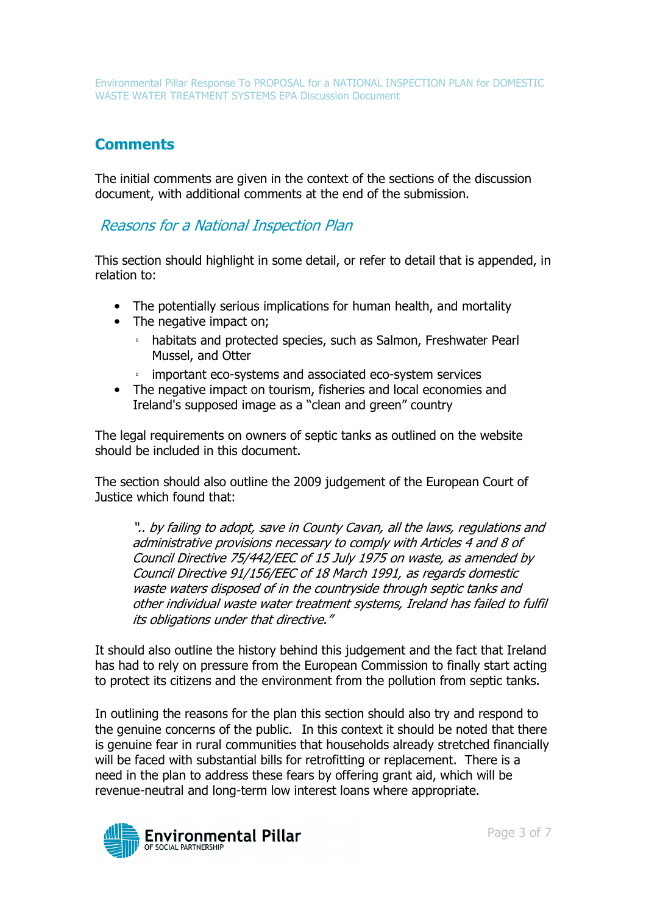## Comments

The initial comments are given in the context of the sections of the discussion document, with additional comments at the end of the submission.

### *Reasons for a National Inspection Plan*

This section should highlight in some detail, or refer to detail that is appended, in relation to:

- The potentially serious implications for human health, and mortality
- The negative impact on;
  - habitats and protected species, such as Salmon, Freshwater Pearl Mussel, and Otter
  - important eco-systems and associated eco-system services
- The negative impact on tourism, fisheries and local economies and Ireland's supposed image as a "clean and green" country

The legal requirements on owners of septic tanks as outlined on the website should be included in this document.

The section should also outline the 2009 judgement of the European Court of Justice which found that:

> *".. by failing to adopt, save in County Cavan, all the laws, regulations and administrative provisions necessary to comply with Articles 4 and 8 of Council Directive 75/442/EEC of 15 July 1975 on waste, as amended by Council Directive 91/156/EEC of 18 March 1991, as regards domestic waste waters disposed of in the countryside through septic tanks and other individual waste water treatment systems, Ireland has failed to fulfil its obligations under that directive."*

It should also outline the history behind this judgement and the fact that Ireland has had to rely on pressure from the European Commission to finally start acting to protect its citizens and the environment from the pollution from septic tanks.

In outlining the reasons for the plan this section should also try and respond to the genuine concerns of the public. In this context it should be noted that there is genuine fear in rural communities that households already stretched financially will be faced with substantial bills for retrofitting or replacement. There is a need in the plan to address these fears by offering grant aid, which will be revenue-neutral and long-term low interest loans where appropriate.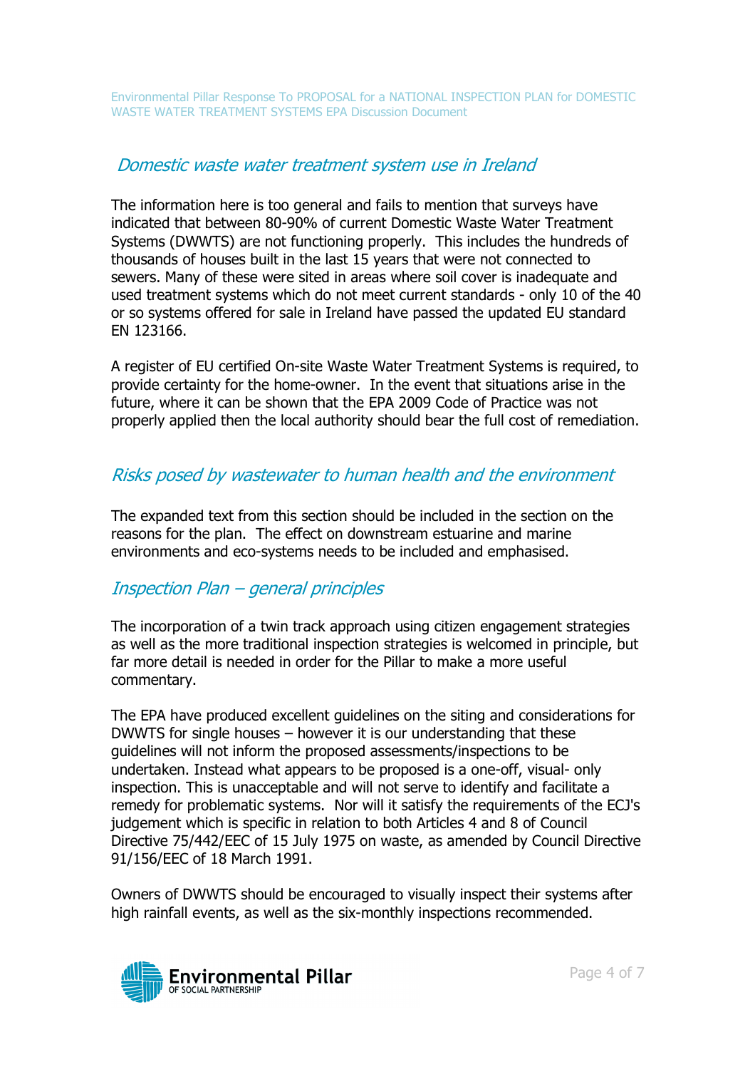## *Domestic waste water treatment system use in Ireland*

The information here is too general and fails to mention that surveys have indicated that between 80-90% of current Domestic Waste Water Treatment Systems (DWWTS) are not functioning properly. This includes the hundreds of thousands of houses built in the last 15 years that were not connected to sewers. Many of these were sited in areas where soil cover is inadequate and used treatment systems which do not meet current standards - only 10 of the 40 or so systems offered for sale in Ireland have passed the updated EU standard EN 123166.

A register of EU certified On-site Waste Water Treatment Systems is required, to provide certainty for the home-owner. In the event that situations arise in the future, where it can be shown that the EPA 2009 Code of Practice was not properly applied then the local authority should bear the full cost of remediation.

## *Risks posed by wastewater to human health and the environment*

The expanded text from this section should be included in the section on the reasons for the plan. The effect on downstream estuarine and marine environments and eco-systems needs to be included and emphasised.

## *Inspection Plan – general principles*

The incorporation of a twin track approach using citizen engagement strategies as well as the more traditional inspection strategies is welcomed in principle, but far more detail is needed in order for the Pillar to make a more useful commentary.

The EPA have produced excellent guidelines on the siting and considerations for DWWTS for single houses – however it is our understanding that these guidelines will not inform the proposed assessments/inspections to be undertaken. Instead what appears to be proposed is a one-off, visual- only inspection. This is unacceptable and will not serve to identify and facilitate a remedy for problematic systems. Nor will it satisfy the requirements of the ECJ's judgement which is specific in relation to both Articles 4 and 8 of Council Directive 75/442/EEC of 15 July 1975 on waste, as amended by Council Directive 91/156/EEC of 18 March 1991.

Owners of DWWTS should be encouraged to visually inspect their systems after high rainfall events, as well as the six-monthly inspections recommended.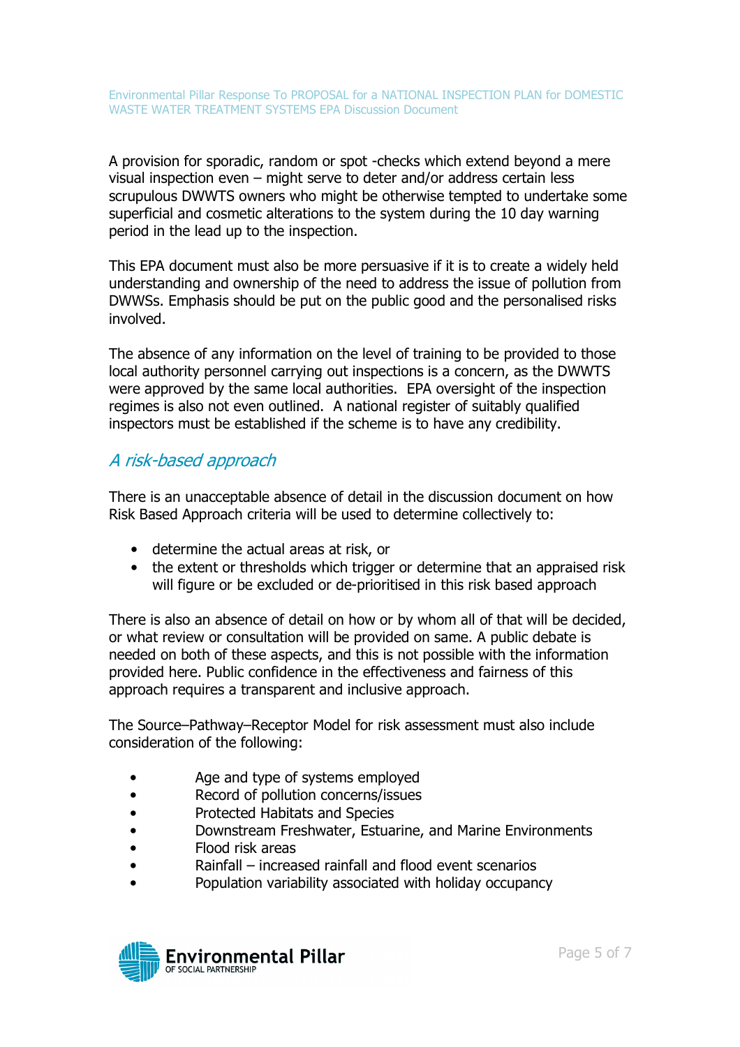A provision for sporadic, random or spot -checks which extend beyond a mere visual inspection even – might serve to deter and/or address certain less scrupulous DWWTS owners who might be otherwise tempted to undertake some superficial and cosmetic alterations to the system during the 10 day warning period in the lead up to the inspection.

This EPA document must also be more persuasive if it is to create a widely held understanding and ownership of the need to address the issue of pollution from DWWSs. Emphasis should be put on the public good and the personalised risks involved.

The absence of any information on the level of training to be provided to those local authority personnel carrying out inspections is a concern, as the DWWTS were approved by the same local authorities. EPA oversight of the inspection regimes is also not even outlined. A national register of suitably qualified inspectors must be established if the scheme is to have any credibility.

## *A risk-based approach*

There is an unacceptable absence of detail in the discussion document on how Risk Based Approach criteria will be used to determine collectively to:

- determine the actual areas at risk, or
- the extent or thresholds which trigger or determine that an appraised risk will figure or be excluded or de-prioritised in this risk based approach

There is also an absence of detail on how or by whom all of that will be decided, or what review or consultation will be provided on same. A public debate is needed on both of these aspects, and this is not possible with the information provided here. Public confidence in the effectiveness and fairness of this approach requires a transparent and inclusive approach.

The Source–Pathway–Receptor Model for risk assessment must also include consideration of the following:

- Age and type of systems employed
- Record of pollution concerns/issues
- Protected Habitats and Species
- Downstream Freshwater, Estuarine, and Marine Environments
- Flood risk areas
- Rainfall – increased rainfall and flood event scenarios
- Population variability associated with holiday occupancy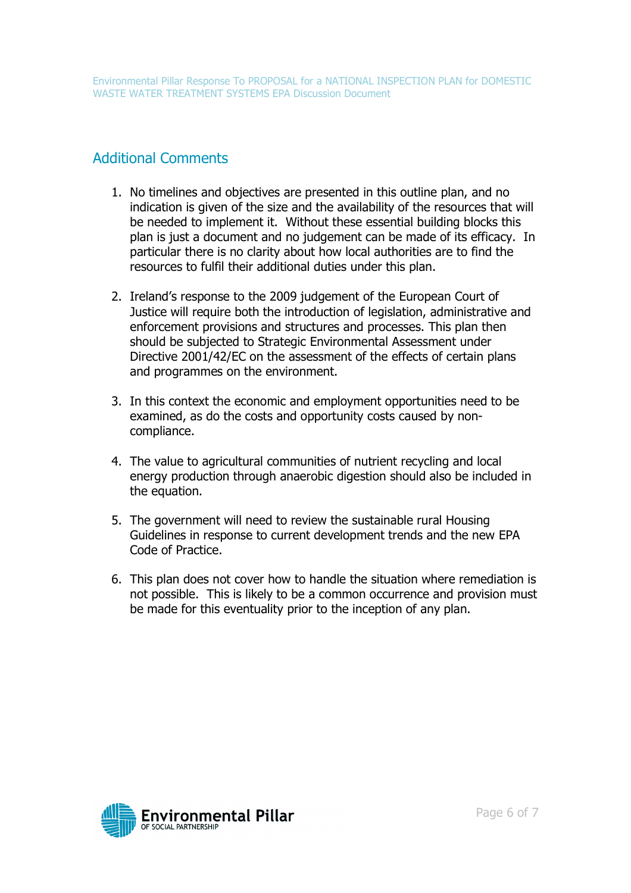## Additional Comments

1. No timelines and objectives are presented in this outline plan, and no indication is given of the size and the availability of the resources that will be needed to implement it. Without these essential building blocks this plan is just a document and no judgement can be made of its efficacy. In particular there is no clarity about how local authorities are to find the resources to fulfil their additional duties under this plan.

2. Ireland's response to the 2009 judgement of the European Court of Justice will require both the introduction of legislation, administrative and enforcement provisions and structures and processes. This plan then should be subjected to Strategic Environmental Assessment under Directive 2001/42/EC on the assessment of the effects of certain plans and programmes on the environment.

3. In this context the economic and employment opportunities need to be examined, as do the costs and opportunity costs caused by non-compliance.

4. The value to agricultural communities of nutrient recycling and local energy production through anaerobic digestion should also be included in the equation.

5. The government will need to review the sustainable rural Housing Guidelines in response to current development trends and the new EPA Code of Practice.

6. This plan does not cover how to handle the situation where remediation is not possible. This is likely to be a common occurrence and provision must be made for this eventuality prior to the inception of any plan.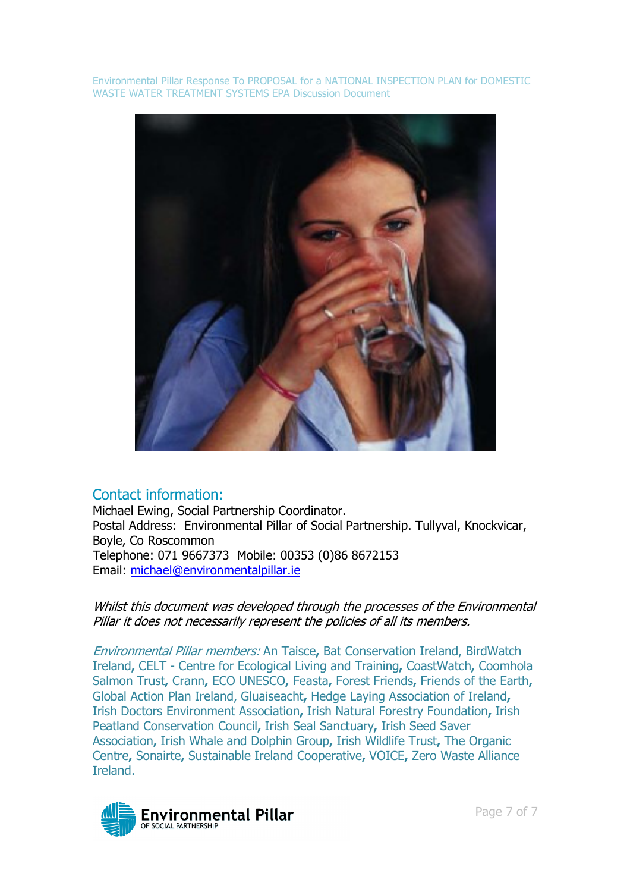## Contact information:

Michael Ewing, Social Partnership Coordinator.
Postal Address: Environmental Pillar of Social Partnership. Tullyval, Knockvicar, Boyle, Co Roscommon
Telephone: 071 9667373 Mobile: 00353 (0)86 8672153
Email: [michael@environmentalpillar.ie](mailto:michael@environmentalpillar.ie)

*Whilst this document was developed through the processes of the Environmental Pillar it does not necessarily represent the policies of all its members.*

*Environmental Pillar members:* An Taisce, Bat Conservation Ireland, BirdWatch Ireland, CELT - Centre for Ecological Living and Training, CoastWatch, Coomhola Salmon Trust, Crann, ECO UNESCO, Feasta, Forest Friends, Friends of the Earth, Global Action Plan Ireland, Gluaiseacht, Hedge Laying Association of Ireland, Irish Doctors Environment Association, Irish Natural Forestry Foundation, Irish Peatland Conservation Council, Irish Seal Sanctuary, Irish Seed Saver Association, Irish Whale and Dolphin Group, Irish Wildlife Trust, The Organic Centre, Sonairte, Sustainable Ireland Cooperative, VOICE, Zero Waste Alliance Ireland.

Environmental Pillar OF SOCIAL PARTNERSHIP